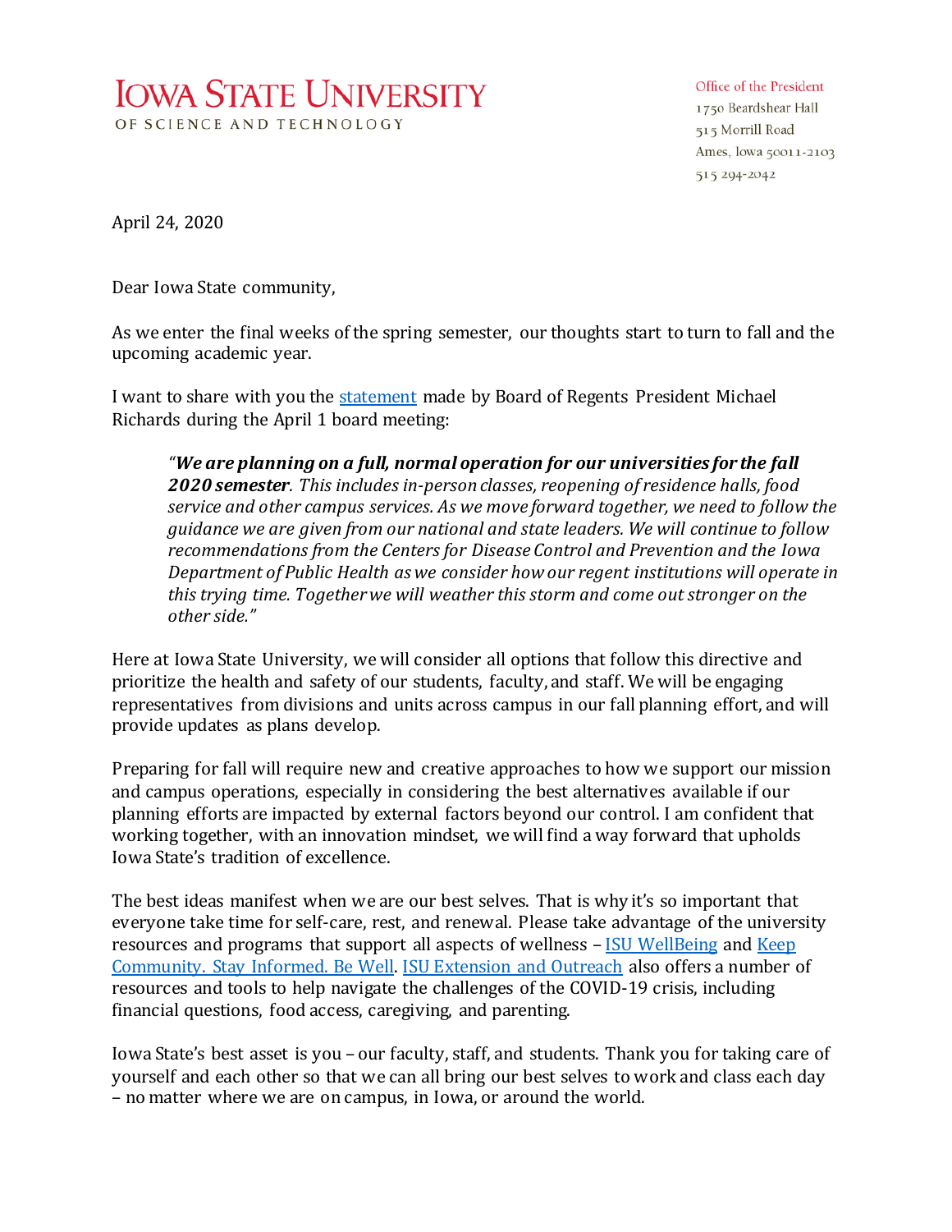# Iowa State University

OF SCIENCE AND TECHNOLOGY

Office of the President
1750 Beardshear Hall
515 Morrill Road
Ames, Iowa 50011-2103
515 294-2042

April 24, 2020

Dear Iowa State community,

As we enter the final weeks of the spring semester, our thoughts start to turn to fall and the upcoming academic year.

I want to share with you the statement made by Board of Regents President Michael Richards during the April 1 board meeting:

> *"**We are planning on a full, normal operation for our universities for the fall 2020 semester**. This includes in-person classes, reopening of residence halls, food service and other campus services. As we move forward together, we need to follow the guidance we are given from our national and state leaders. We will continue to follow recommendations from the Centers for Disease Control and Prevention and the Iowa Department of Public Health as we consider how our regent institutions will operate in this trying time. Together we will weather this storm and come out stronger on the other side."*

Here at Iowa State University, we will consider all options that follow this directive and prioritize the health and safety of our students, faculty, and staff. We will be engaging representatives from divisions and units across campus in our fall planning effort, and will provide updates as plans develop.

Preparing for fall will require new and creative approaches to how we support our mission and campus operations, especially in considering the best alternatives available if our planning efforts are impacted by external factors beyond our control. I am confident that working together, with an innovation mindset, we will find a way forward that upholds Iowa State's tradition of excellence.

The best ideas manifest when we are our best selves. That is why it's so important that everyone take time for self-care, rest, and renewal. Please take advantage of the university resources and programs that support all aspects of wellness – ISU WellBeing and Keep Community. Stay Informed. Be Well. ISU Extension and Outreach also offers a number of resources and tools to help navigate the challenges of the COVID-19 crisis, including financial questions, food access, caregiving, and parenting.

Iowa State's best asset is you – our faculty, staff, and students. Thank you for taking care of yourself and each other so that we can all bring our best selves to work and class each day – no matter where we are on campus, in Iowa, or around the world.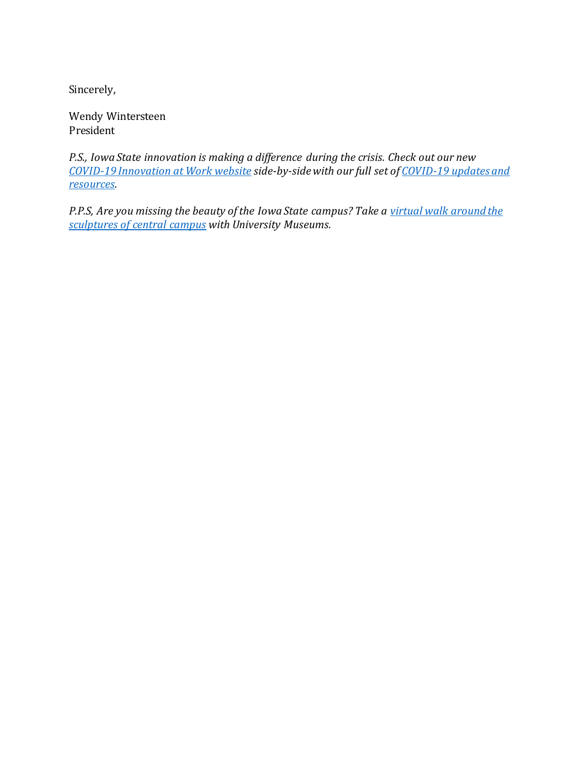Sincerely,

Wendy Wintersteen
President

*P.S., Iowa State innovation is making a difference during the crisis. Check out our new COVID-19 Innovation at Work website side-by-side with our full set of COVID-19 updates and resources.*

*P.P.S, Are you missing the beauty of the Iowa State campus? Take a virtual walk around the sculptures of central campus with University Museums.*